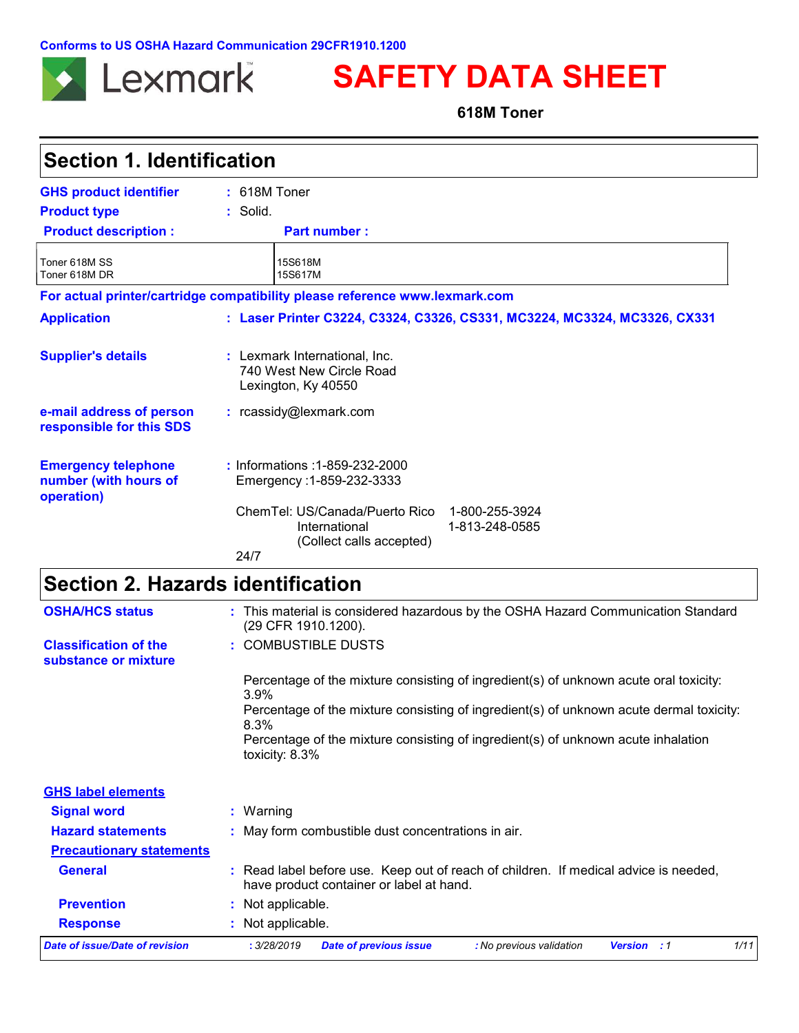Conforms to US OSHA Hazard Communication 29CFR1910.1200

Lexmark

# SAFETY DATA SHEET

**618M Toner**

## Section 1. Identification

**GHS product identifier** : 618M Toner

**Product type** : Solid.

| Product description : | Part number : |
|---|---|
| Toner 618M SS | 15S618M |
| Toner 618M DR | 15S617M |

**For actual printer/cartridge compatibility please reference www.lexmark.com**

**Application** : **Laser Printer C3224, C3324, C3326, CS331, MC3224, MC3324, MC3326, CX331**

**Supplier's details** : Lexmark International, Inc.
740 West New Circle Road
Lexington, Ky 40550

**e-mail address of person responsible for this SDS** : rcassidy@lexmark.com

**Emergency telephone number (with hours of operation)** : Informations :1-859-232-2000
Emergency :1-859-232-3333

ChemTel: US/Canada/Puerto Rico 1-800-255-3924
International 1-813-248-0585
(Collect calls accepted)

24/7

## Section 2. Hazards identification

**OSHA/HCS status** : This material is considered hazardous by the OSHA Hazard Communication Standard (29 CFR 1910.1200).

**Classification of the substance or mixture** : COMBUSTIBLE DUSTS

Percentage of the mixture consisting of ingredient(s) of unknown acute oral toxicity: 3.9%
Percentage of the mixture consisting of ingredient(s) of unknown acute dermal toxicity: 8.3%
Percentage of the mixture consisting of ingredient(s) of unknown acute inhalation toxicity: 8.3%

**GHS label elements**

**Signal word** : Warning

**Hazard statements** : May form combustible dust concentrations in air.

**Precautionary statements**

**General** : Read label before use. Keep out of reach of children. If medical advice is needed, have product container or label at hand.

**Prevention** : Not applicable.

**Response** : Not applicable.

*Date of issue/Date of revision* : 3/28/2019 *Date of previous issue* : No previous validation *Version* : 1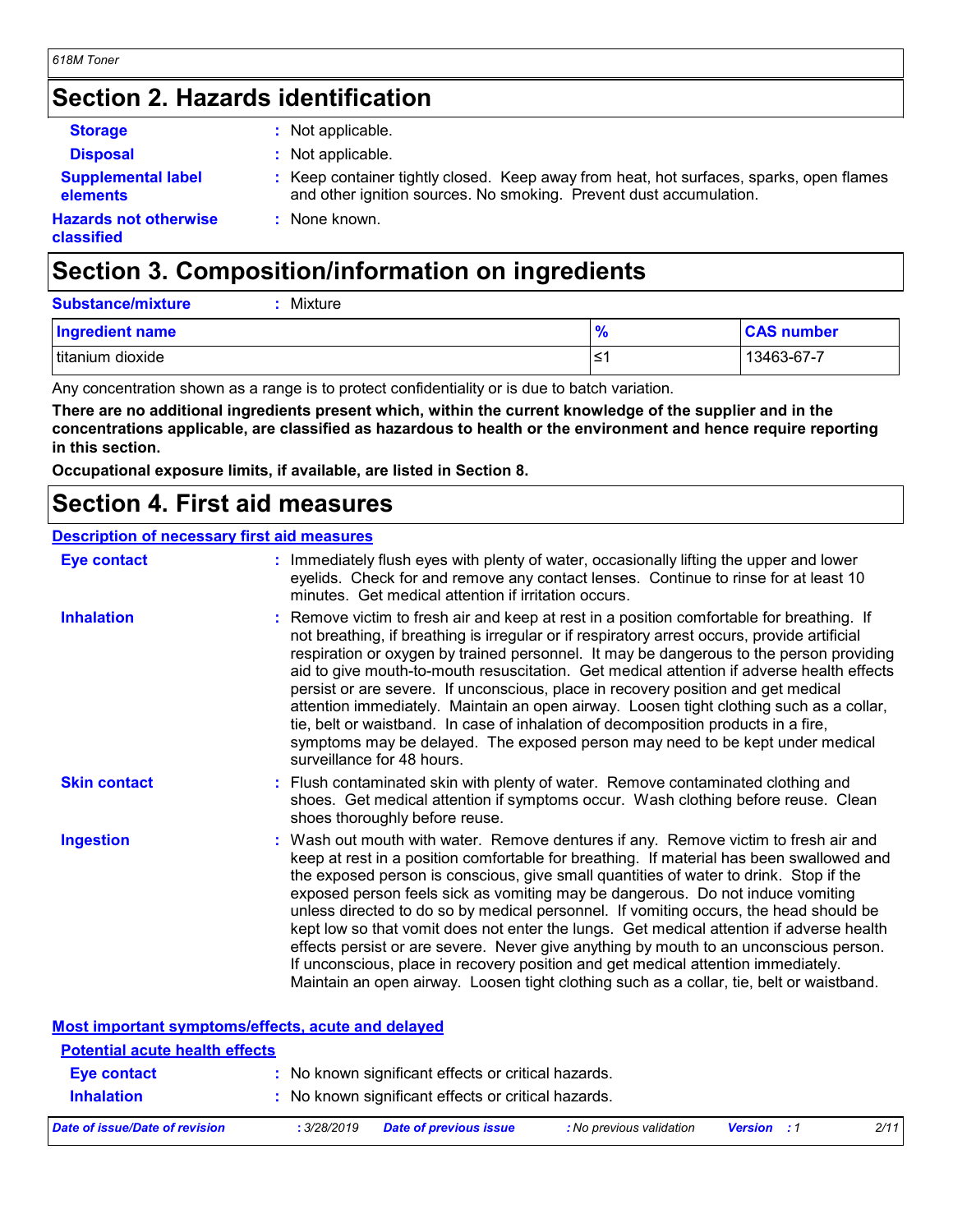## Section 2. Hazards identification

**Storage** : Not applicable.

**Disposal** : Not applicable.

**Supplemental label elements** : Keep container tightly closed. Keep away from heat, hot surfaces, sparks, open flames and other ignition sources. No smoking. Prevent dust accumulation.

**Hazards not otherwise classified** : None known.

## Section 3. Composition/information on ingredients

**Substance/mixture** : Mixture

| Ingredient name | % | CAS number |
|---|---|---|
| titanium dioxide | ≤1 | 13463-67-7 |

Any concentration shown as a range is to protect confidentiality or is due to batch variation.

**There are no additional ingredients present which, within the current knowledge of the supplier and in the concentrations applicable, are classified as hazardous to health or the environment and hence require reporting in this section.**

**Occupational exposure limits, if available, are listed in Section 8.**

## Section 4. First aid measures

### Description of necessary first aid measures

**Eye contact** : Immediately flush eyes with plenty of water, occasionally lifting the upper and lower eyelids. Check for and remove any contact lenses. Continue to rinse for at least 10 minutes. Get medical attention if irritation occurs.

**Inhalation** : Remove victim to fresh air and keep at rest in a position comfortable for breathing. If not breathing, if breathing is irregular or if respiratory arrest occurs, provide artificial respiration or oxygen by trained personnel. It may be dangerous to the person providing aid to give mouth-to-mouth resuscitation. Get medical attention if adverse health effects persist or are severe. If unconscious, place in recovery position and get medical attention immediately. Maintain an open airway. Loosen tight clothing such as a collar, tie, belt or waistband. In case of inhalation of decomposition products in a fire, symptoms may be delayed. The exposed person may need to be kept under medical surveillance for 48 hours.

**Skin contact** : Flush contaminated skin with plenty of water. Remove contaminated clothing and shoes. Get medical attention if symptoms occur. Wash clothing before reuse. Clean shoes thoroughly before reuse.

**Ingestion** : Wash out mouth with water. Remove dentures if any. Remove victim to fresh air and keep at rest in a position comfortable for breathing. If material has been swallowed and the exposed person is conscious, give small quantities of water to drink. Stop if the exposed person feels sick as vomiting may be dangerous. Do not induce vomiting unless directed to do so by medical personnel. If vomiting occurs, the head should be kept low so that vomit does not enter the lungs. Get medical attention if adverse health effects persist or are severe. Never give anything by mouth to an unconscious person. If unconscious, place in recovery position and get medical attention immediately. Maintain an open airway. Loosen tight clothing such as a collar, tie, belt or waistband.

### Most important symptoms/effects, acute and delayed

#### Potential acute health effects

**Eye contact** : No known significant effects or critical hazards.

**Inhalation** : No known significant effects or critical hazards.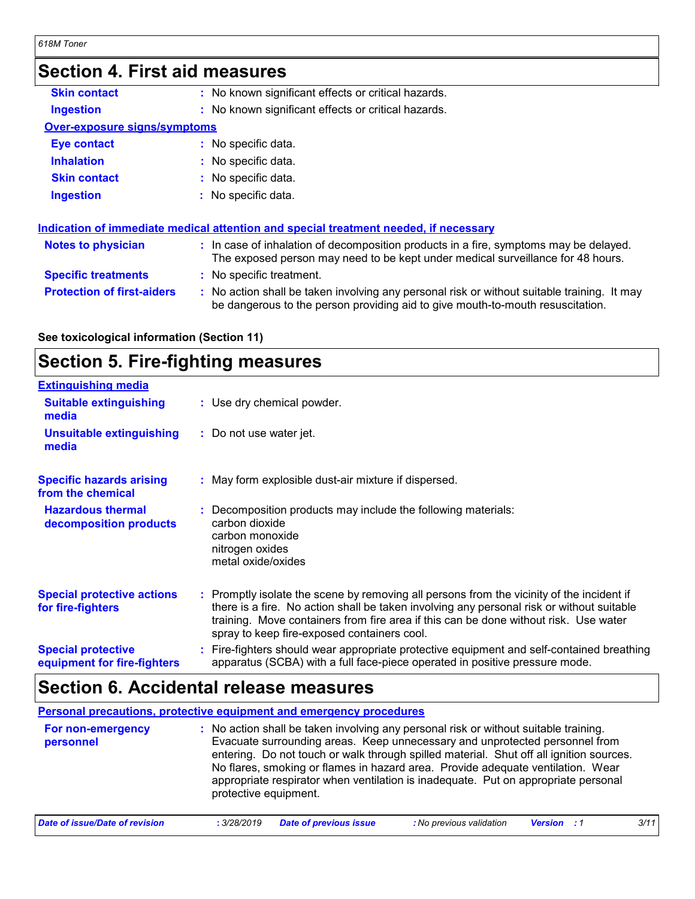## Section 4. First aid measures

| | |
|---|---|
| **Skin contact** | : No known significant effects or critical hazards. |
| **Ingestion** | : No known significant effects or critical hazards. |

**Over-exposure signs/symptoms**

| | |
|---|---|
| **Eye contact** | : No specific data. |
| **Inhalation** | : No specific data. |
| **Skin contact** | : No specific data. |
| **Ingestion** | : No specific data. |

**Indication of immediate medical attention and special treatment needed, if necessary**

| | |
|---|---|
| **Notes to physician** | : In case of inhalation of decomposition products in a fire, symptoms may be delayed. The exposed person may need to be kept under medical surveillance for 48 hours. |
| **Specific treatments** | : No specific treatment. |
| **Protection of first-aiders** | : No action shall be taken involving any personal risk or without suitable training. It may be dangerous to the person providing aid to give mouth-to-mouth resuscitation. |

**See toxicological information (Section 11)**

## Section 5. Fire-fighting measures

**Extinguishing media**

| | |
|---|---|
| **Suitable extinguishing media** | : Use dry chemical powder. |
| **Unsuitable extinguishing media** | : Do not use water jet. |
| **Specific hazards arising from the chemical** | : May form explosible dust-air mixture if dispersed. |
| **Hazardous thermal decomposition products** | : Decomposition products may include the following materials: carbon dioxide, carbon monoxide, nitrogen oxides, metal oxide/oxides |
| **Special protective actions for fire-fighters** | : Promptly isolate the scene by removing all persons from the vicinity of the incident if there is a fire. No action shall be taken involving any personal risk or without suitable training. Move containers from fire area if this can be done without risk. Use water spray to keep fire-exposed containers cool. |
| **Special protective equipment for fire-fighters** | : Fire-fighters should wear appropriate protective equipment and self-contained breathing apparatus (SCBA) with a full face-piece operated in positive pressure mode. |

## Section 6. Accidental release measures

**Personal precautions, protective equipment and emergency procedures**

| | |
|---|---|
| **For non-emergency personnel** | : No action shall be taken involving any personal risk or without suitable training. Evacuate surrounding areas. Keep unnecessary and unprotected personnel from entering. Do not touch or walk through spilled material. Shut off all ignition sources. No flares, smoking or flames in hazard area. Provide adequate ventilation. Wear appropriate respirator when ventilation is inadequate. Put on appropriate personal protective equipment. |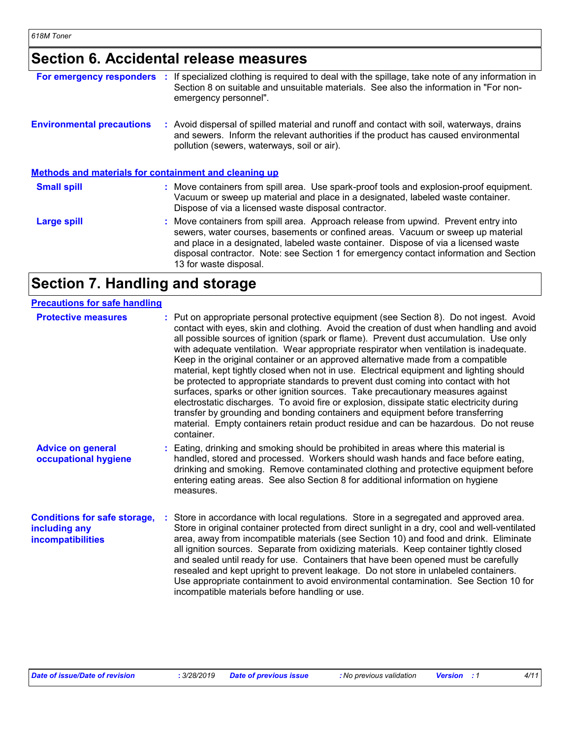## Section 6. Accidental release measures

**For emergency responders** : If specialized clothing is required to deal with the spillage, take note of any information in Section 8 on suitable and unsuitable materials. See also the information in "For non-emergency personnel".

**Environmental precautions** : Avoid dispersal of spilled material and runoff and contact with soil, waterways, drains and sewers. Inform the relevant authorities if the product has caused environmental pollution (sewers, waterways, soil or air).

### Methods and materials for containment and cleaning up

**Small spill** : Move containers from spill area. Use spark-proof tools and explosion-proof equipment. Vacuum or sweep up material and place in a designated, labeled waste container. Dispose of via a licensed waste disposal contractor.

**Large spill** : Move containers from spill area. Approach release from upwind. Prevent entry into sewers, water courses, basements or confined areas. Vacuum or sweep up material and place in a designated, labeled waste container. Dispose of via a licensed waste disposal contractor. Note: see Section 1 for emergency contact information and Section 13 for waste disposal.

## Section 7. Handling and storage

### Precautions for safe handling

**Protective measures** : Put on appropriate personal protective equipment (see Section 8). Do not ingest. Avoid contact with eyes, skin and clothing. Avoid the creation of dust when handling and avoid all possible sources of ignition (spark or flame). Prevent dust accumulation. Use only with adequate ventilation. Wear appropriate respirator when ventilation is inadequate. Keep in the original container or an approved alternative made from a compatible material, kept tightly closed when not in use. Electrical equipment and lighting should be protected to appropriate standards to prevent dust coming into contact with hot surfaces, sparks or other ignition sources. Take precautionary measures against electrostatic discharges. To avoid fire or explosion, dissipate static electricity during transfer by grounding and bonding containers and equipment before transferring material. Empty containers retain product residue and can be hazardous. Do not reuse container.

**Advice on general occupational hygiene** : Eating, drinking and smoking should be prohibited in areas where this material is handled, stored and processed. Workers should wash hands and face before eating, drinking and smoking. Remove contaminated clothing and protective equipment before entering eating areas. See also Section 8 for additional information on hygiene measures.

**Conditions for safe storage, including any incompatibilities** : Store in accordance with local regulations. Store in a segregated and approved area. Store in original container protected from direct sunlight in a dry, cool and well-ventilated area, away from incompatible materials (see Section 10) and food and drink. Eliminate all ignition sources. Separate from oxidizing materials. Keep container tightly closed and sealed until ready for use. Containers that have been opened must be carefully resealed and kept upright to prevent leakage. Do not store in unlabeled containers. Use appropriate containment to avoid environmental contamination. See Section 10 for incompatible materials before handling or use.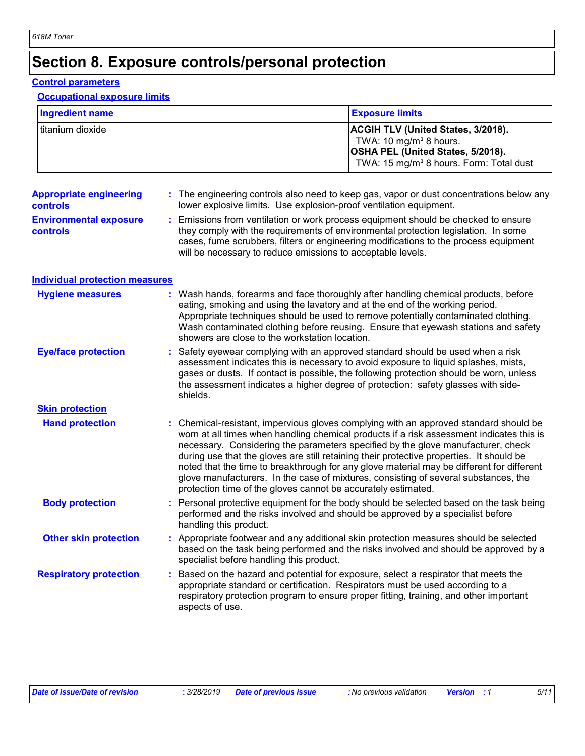# Section 8. Exposure controls/personal protection

## Control parameters

### Occupational exposure limits

| Ingredient name | Exposure limits |
|---|---|
| titanium dioxide | **ACGIH TLV (United States, 3/2018).** TWA: 10 mg/m³ 8 hours. **OSHA PEL (United States, 5/2018).** TWA: 15 mg/m³ 8 hours. Form: Total dust |

**Appropriate engineering controls** : The engineering controls also need to keep gas, vapor or dust concentrations below any lower explosive limits. Use explosion-proof ventilation equipment.

**Environmental exposure controls** : Emissions from ventilation or work process equipment should be checked to ensure they comply with the requirements of environmental protection legislation. In some cases, fume scrubbers, filters or engineering modifications to the process equipment will be necessary to reduce emissions to acceptable levels.

## Individual protection measures

**Hygiene measures** : Wash hands, forearms and face thoroughly after handling chemical products, before eating, smoking and using the lavatory and at the end of the working period. Appropriate techniques should be used to remove potentially contaminated clothing. Wash contaminated clothing before reusing. Ensure that eyewash stations and safety showers are close to the workstation location.

**Eye/face protection** : Safety eyewear complying with an approved standard should be used when a risk assessment indicates this is necessary to avoid exposure to liquid splashes, mists, gases or dusts. If contact is possible, the following protection should be worn, unless the assessment indicates a higher degree of protection: safety glasses with side-shields.

### Skin protection

**Hand protection** : Chemical-resistant, impervious gloves complying with an approved standard should be worn at all times when handling chemical products if a risk assessment indicates this is necessary. Considering the parameters specified by the glove manufacturer, check during use that the gloves are still retaining their protective properties. It should be noted that the time to breakthrough for any glove material may be different for different glove manufacturers. In the case of mixtures, consisting of several substances, the protection time of the gloves cannot be accurately estimated.

**Body protection** : Personal protective equipment for the body should be selected based on the task being performed and the risks involved and should be approved by a specialist before handling this product.

**Other skin protection** : Appropriate footwear and any additional skin protection measures should be selected based on the task being performed and the risks involved and should be approved by a specialist before handling this product.

**Respiratory protection** : Based on the hazard and potential for exposure, select a respirator that meets the appropriate standard or certification. Respirators must be used according to a respiratory protection program to ensure proper fitting, training, and other important aspects of use.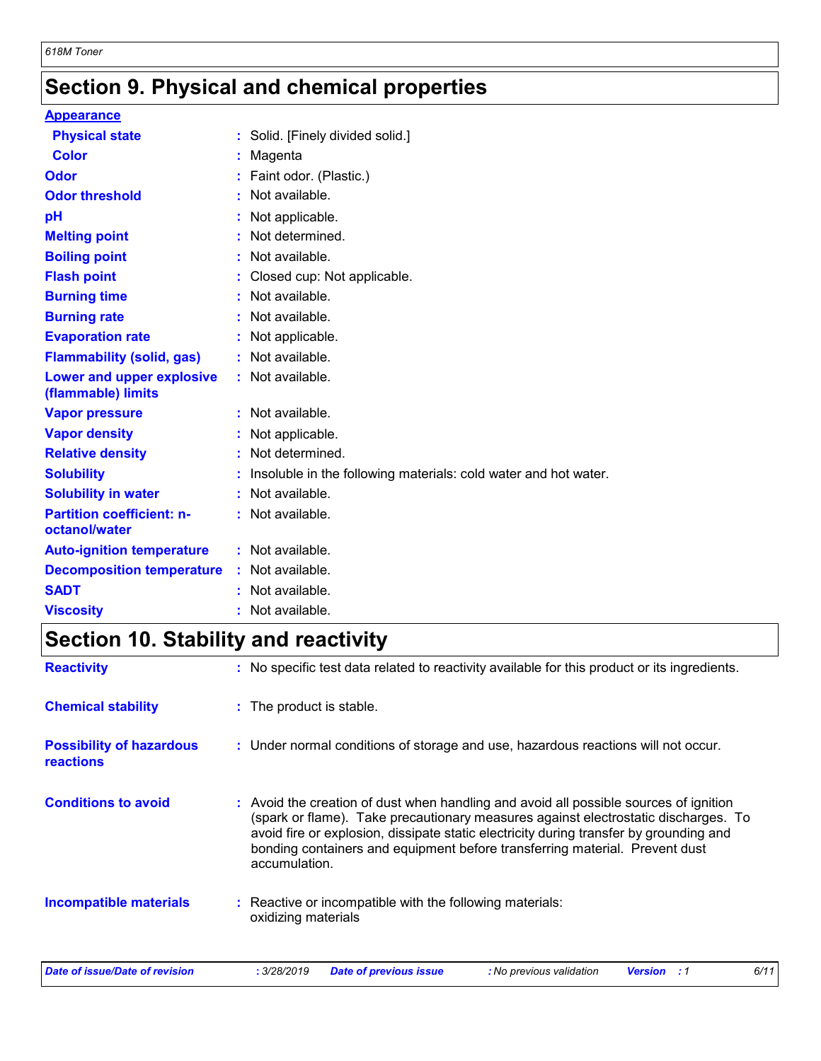# Section 9. Physical and chemical properties

**Appearance**

| | | |
|---|---|---|
| **Physical state** | : | Solid. [Finely divided solid.] |
| **Color** | : | Magenta |
| **Odor** | : | Faint odor. (Plastic.) |
| **Odor threshold** | : | Not available. |
| **pH** | : | Not applicable. |
| **Melting point** | : | Not determined. |
| **Boiling point** | : | Not available. |
| **Flash point** | : | Closed cup: Not applicable. |
| **Burning time** | : | Not available. |
| **Burning rate** | : | Not available. |
| **Evaporation rate** | : | Not applicable. |
| **Flammability (solid, gas)** | : | Not available. |
| **Lower and upper explosive (flammable) limits** | : | Not available. |
| **Vapor pressure** | : | Not available. |
| **Vapor density** | : | Not applicable. |
| **Relative density** | : | Not determined. |
| **Solubility** | : | Insoluble in the following materials: cold water and hot water. |
| **Solubility in water** | : | Not available. |
| **Partition coefficient: n-octanol/water** | : | Not available. |
| **Auto-ignition temperature** | : | Not available. |
| **Decomposition temperature** | : | Not available. |
| **SADT** | : | Not available. |
| **Viscosity** | : | Not available. |

# Section 10. Stability and reactivity

| | | |
|---|---|---|
| **Reactivity** | : | No specific test data related to reactivity available for this product or its ingredients. |
| **Chemical stability** | : | The product is stable. |
| **Possibility of hazardous reactions** | : | Under normal conditions of storage and use, hazardous reactions will not occur. |
| **Conditions to avoid** | : | Avoid the creation of dust when handling and avoid all possible sources of ignition (spark or flame). Take precautionary measures against electrostatic discharges. To avoid fire or explosion, dissipate static electricity during transfer by grounding and bonding containers and equipment before transferring material. Prevent dust accumulation. |
| **Incompatible materials** | : | Reactive or incompatible with the following materials: oxidizing materials |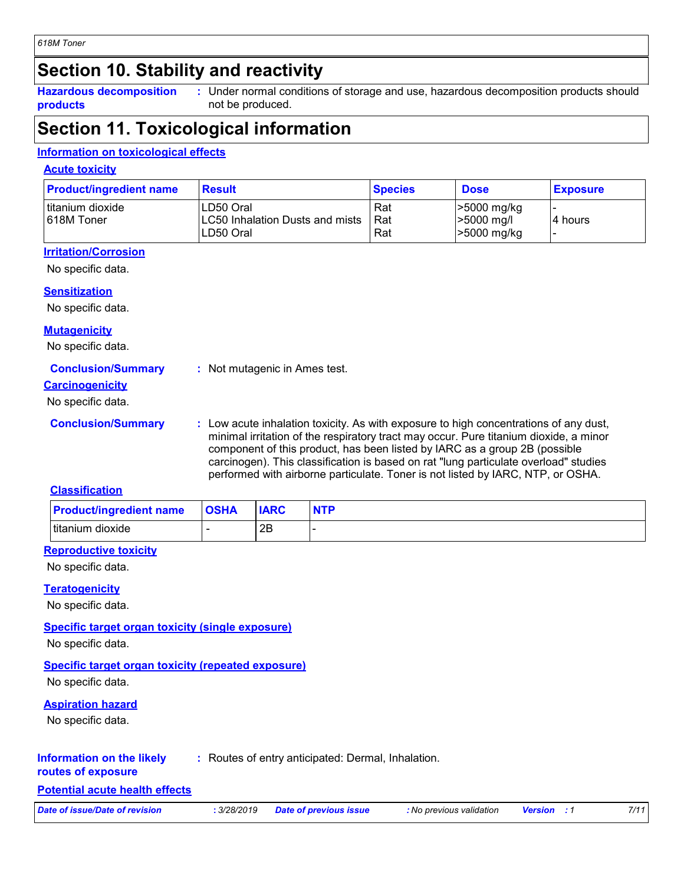# Section 10. Stability and reactivity

**Hazardous decomposition products** : Under normal conditions of storage and use, hazardous decomposition products should not be produced.

# Section 11. Toxicological information

## Information on toxicological effects

### Acute toxicity

| Product/ingredient name | Result | Species | Dose | Exposure |
|---|---|---|---|---|
| titanium dioxide | LD50 Oral | Rat | >5000 mg/kg | - |
| 618M Toner | LC50 Inhalation Dusts and mists | Rat | >5000 mg/l | 4 hours |
| | LD50 Oral | Rat | >5000 mg/kg | - |

### Irritation/Corrosion

No specific data.

### Sensitization

No specific data.

### Mutagenicity

No specific data.

**Conclusion/Summary** : Not mutagenic in Ames test.

### Carcinogenicity

No specific data.

**Conclusion/Summary** : Low acute inhalation toxicity. As with exposure to high concentrations of any dust, minimal irritation of the respiratory tract may occur. Pure titanium dioxide, a minor component of this product, has been listed by IARC as a group 2B (possible carcinogen). This classification is based on rat "lung particulate overload" studies performed with airborne particulate. Toner is not listed by IARC, NTP, or OSHA.

**Classification**

| Product/ingredient name | OSHA | IARC | NTP |
|---|---|---|---|
| titanium dioxide | - | 2B | - |

### Reproductive toxicity

No specific data.

### Teratogenicity

No specific data.

### Specific target organ toxicity (single exposure)

No specific data.

### Specific target organ toxicity (repeated exposure)

No specific data.

### Aspiration hazard

No specific data.

**Information on the likely routes of exposure** : Routes of entry anticipated: Dermal, Inhalation.

### Potential acute health effects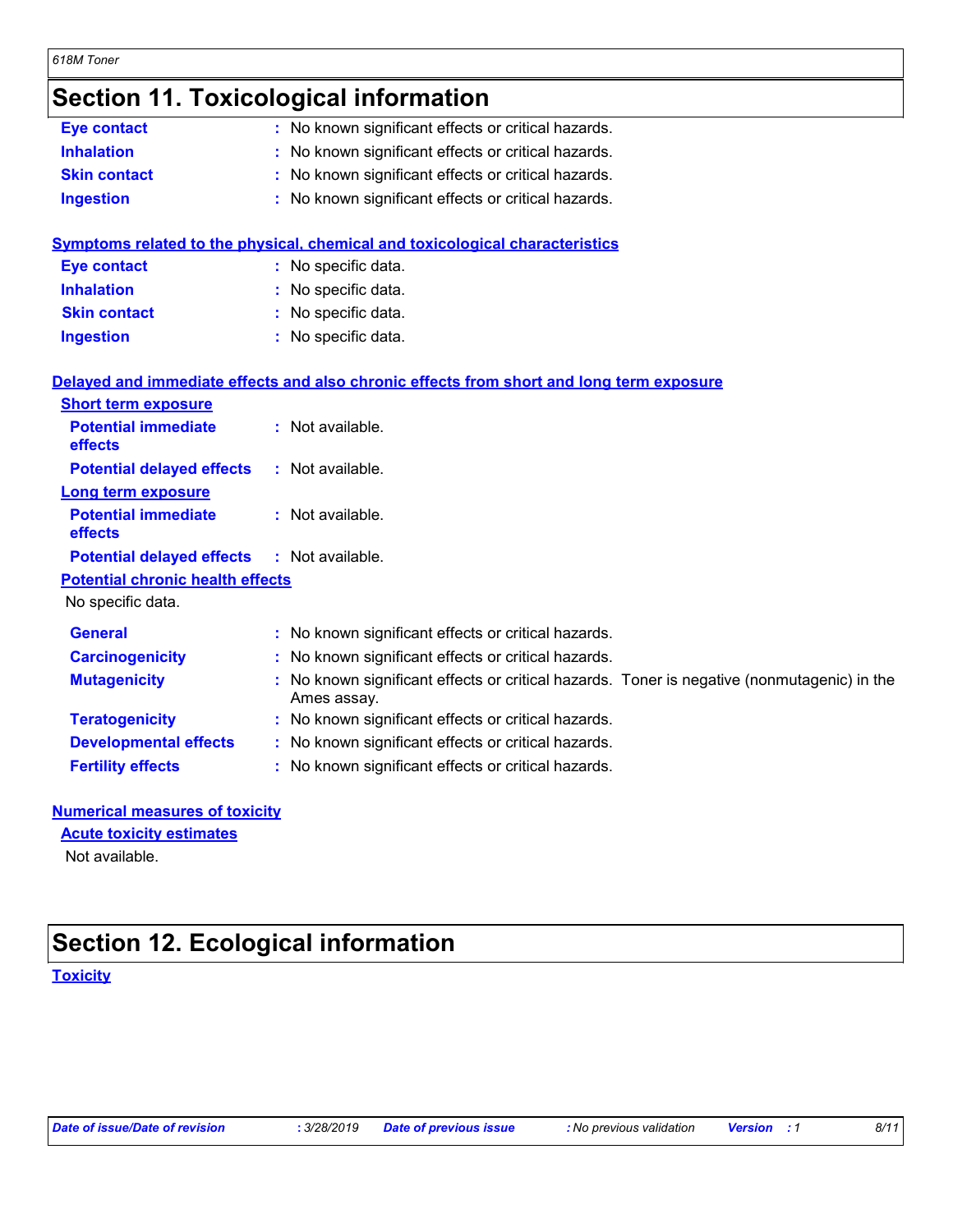## Section 11. Toxicological information

| | |
|---|---|
| **Eye contact** | : No known significant effects or critical hazards. |
| **Inhalation** | : No known significant effects or critical hazards. |
| **Skin contact** | : No known significant effects or critical hazards. |
| **Ingestion** | : No known significant effects or critical hazards. |

### Symptoms related to the physical, chemical and toxicological characteristics

| | |
|---|---|
| **Eye contact** | : No specific data. |
| **Inhalation** | : No specific data. |
| **Skin contact** | : No specific data. |
| **Ingestion** | : No specific data. |

### Delayed and immediate effects and also chronic effects from short and long term exposure

**Short term exposure**

| | |
|---|---|
| **Potential immediate effects** | : Not available. |
| **Potential delayed effects** | : Not available. |

**Long term exposure**

| | |
|---|---|
| **Potential immediate effects** | : Not available. |
| **Potential delayed effects** | : Not available. |

**Potential chronic health effects**

No specific data.

| | |
|---|---|
| **General** | : No known significant effects or critical hazards. |
| **Carcinogenicity** | : No known significant effects or critical hazards. |
| **Mutagenicity** | : No known significant effects or critical hazards. Toner is negative (nonmutagenic) in the Ames assay. |
| **Teratogenicity** | : No known significant effects or critical hazards. |
| **Developmental effects** | : No known significant effects or critical hazards. |
| **Fertility effects** | : No known significant effects or critical hazards. |

### Numerical measures of toxicity

**Acute toxicity estimates**

Not available.

## Section 12. Ecological information

### Toxicity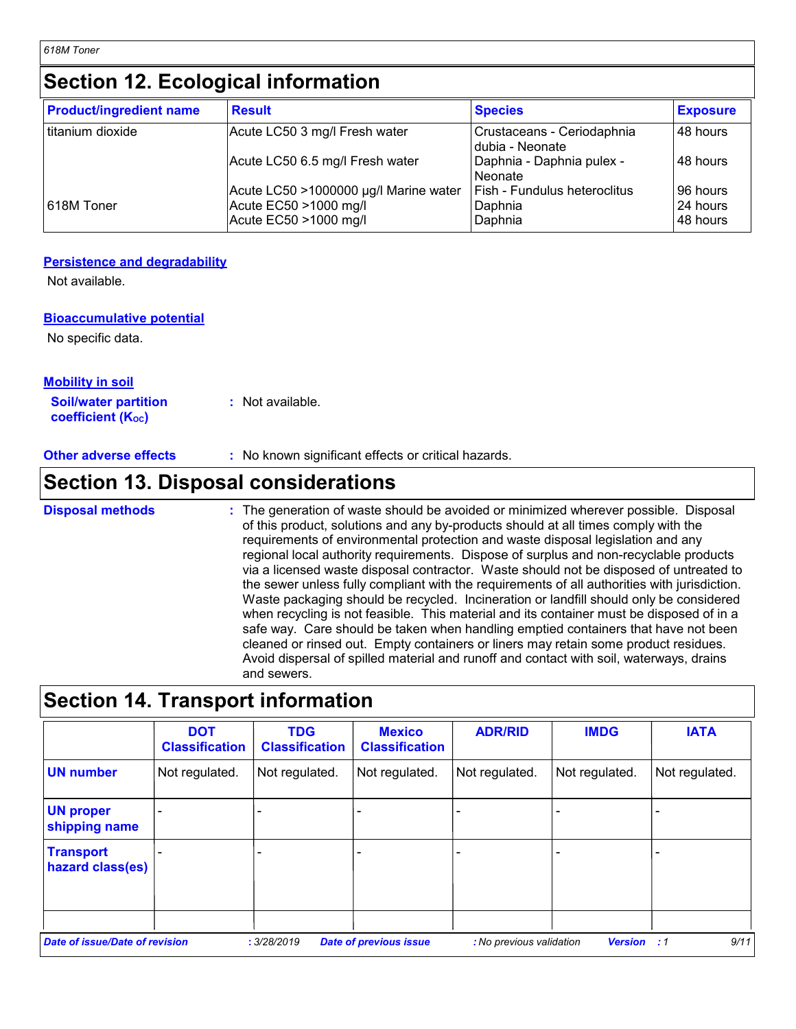## Section 12. Ecological information

| Product/ingredient name | Result | Species | Exposure |
|---|---|---|---|
| titanium dioxide | Acute LC50 3 mg/l Fresh water | Crustaceans - Ceriodaphnia dubia - Neonate | 48 hours |
| | Acute LC50 6.5 mg/l Fresh water | Daphnia - Daphnia pulex - Neonate | 48 hours |
| | Acute LC50 >1000000 µg/l Marine water | Fish - Fundulus heteroclitus | 96 hours |
| 618M Toner | Acute EC50 >1000 mg/l | Daphnia | 24 hours |
| | Acute EC50 >1000 mg/l | Daphnia | 48 hours |

**Persistence and degradability**

Not available.

**Bioaccumulative potential**

No specific data.

**Mobility in soil**

**Soil/water partition coefficient ($K_{OC}$)** : Not available.

**Other adverse effects** : No known significant effects or critical hazards.

## Section 13. Disposal considerations

**Disposal methods** : The generation of waste should be avoided or minimized wherever possible. Disposal of this product, solutions and any by-products should at all times comply with the requirements of environmental protection and waste disposal legislation and any regional local authority requirements. Dispose of surplus and non-recyclable products via a licensed waste disposal contractor. Waste should not be disposed of untreated to the sewer unless fully compliant with the requirements of all authorities with jurisdiction. Waste packaging should be recycled. Incineration or landfill should only be considered when recycling is not feasible. This material and its container must be disposed of in a safe way. Care should be taken when handling emptied containers that have not been cleaned or rinsed out. Empty containers or liners may retain some product residues. Avoid dispersal of spilled material and runoff and contact with soil, waterways, drains and sewers.

## Section 14. Transport information

| | DOT Classification | TDG Classification | Mexico Classification | ADR/RID | IMDG | IATA |
|---|---|---|---|---|---|---|
| **UN number** | Not regulated. | Not regulated. | Not regulated. | Not regulated. | Not regulated. | Not regulated. |
| **UN proper shipping name** | - | - | - | - | - | - |
| **Transport hazard class(es)** | - | - | - | - | - | - |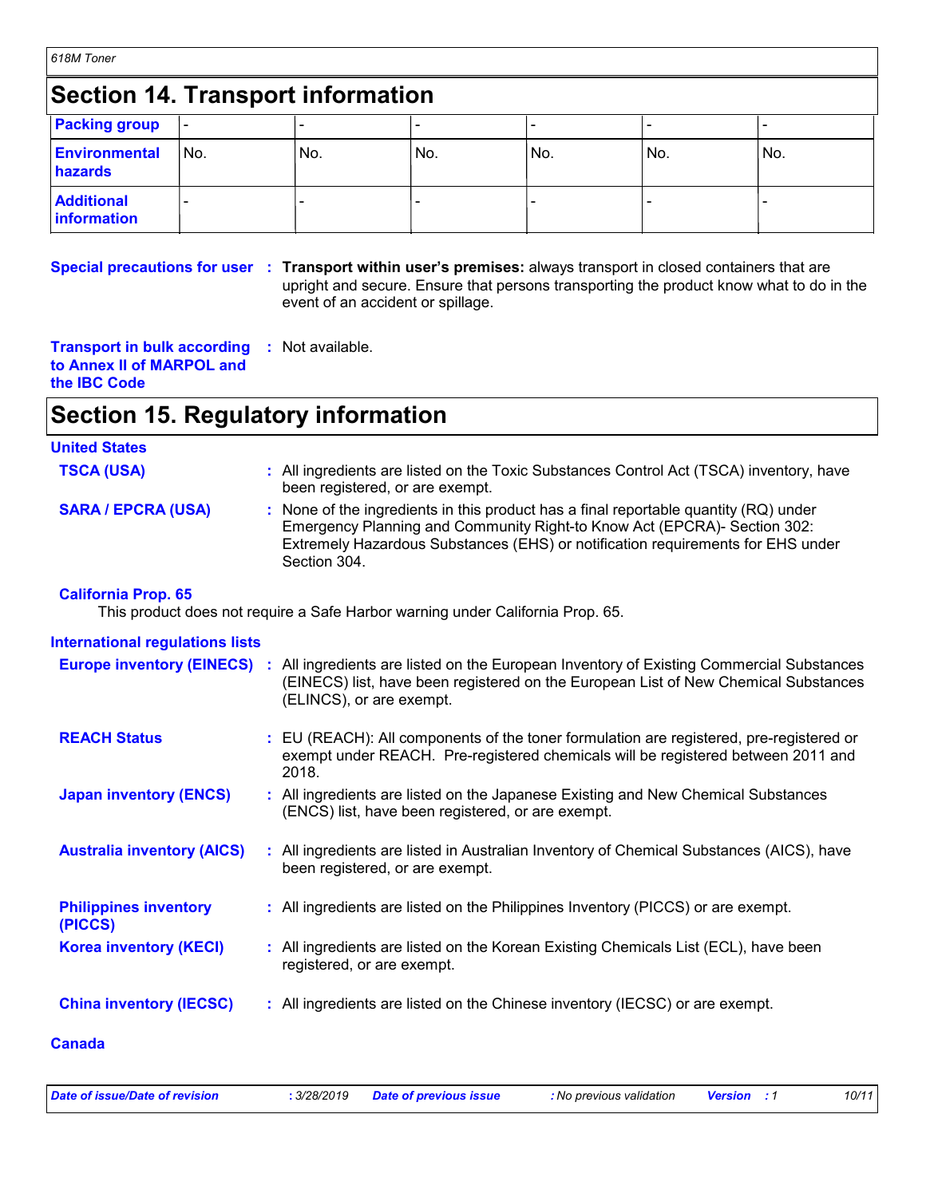## Section 14. Transport information

| Packing group | - | - | - | - | - | - |
|---|---|---|---|---|---|---|
| **Environmental hazards** | No. | No. | No. | No. | No. | No. |
| **Additional information** | - | - | - | - | - | - |

**Special precautions for user** : **Transport within user's premises:** always transport in closed containers that are upright and secure. Ensure that persons transporting the product know what to do in the event of an accident or spillage.

**Transport in bulk according to Annex II of MARPOL and the IBC Code** : Not available.

## Section 15. Regulatory information

### United States

**TSCA (USA)** : All ingredients are listed on the Toxic Substances Control Act (TSCA) inventory, have been registered, or are exempt.

**SARA / EPCRA (USA)** : None of the ingredients in this product has a final reportable quantity (RQ) under Emergency Planning and Community Right-to Know Act (EPCRA)- Section 302: Extremely Hazardous Substances (EHS) or notification requirements for EHS under Section 304.

**California Prop. 65**

This product does not require a Safe Harbor warning under California Prop. 65.

### International regulations lists

**Europe inventory (EINECS)** : All ingredients are listed on the European Inventory of Existing Commercial Substances (EINECS) list, have been registered on the European List of New Chemical Substances (ELINCS), or are exempt.

**REACH Status** : EU (REACH): All components of the toner formulation are registered, pre-registered or exempt under REACH. Pre-registered chemicals will be registered between 2011 and 2018.

**Japan inventory (ENCS)** : All ingredients are listed on the Japanese Existing and New Chemical Substances (ENCS) list, have been registered, or are exempt.

**Australia inventory (AICS)** : All ingredients are listed in Australian Inventory of Chemical Substances (AICS), have been registered, or are exempt.

**Philippines inventory (PICCS)** : All ingredients are listed on the Philippines Inventory (PICCS) or are exempt.

**Korea inventory (KECI)** : All ingredients are listed on the Korean Existing Chemicals List (ECL), have been registered, or are exempt.

**China inventory (IECSC)** : All ingredients are listed on the Chinese inventory (IECSC) or are exempt.

### Canada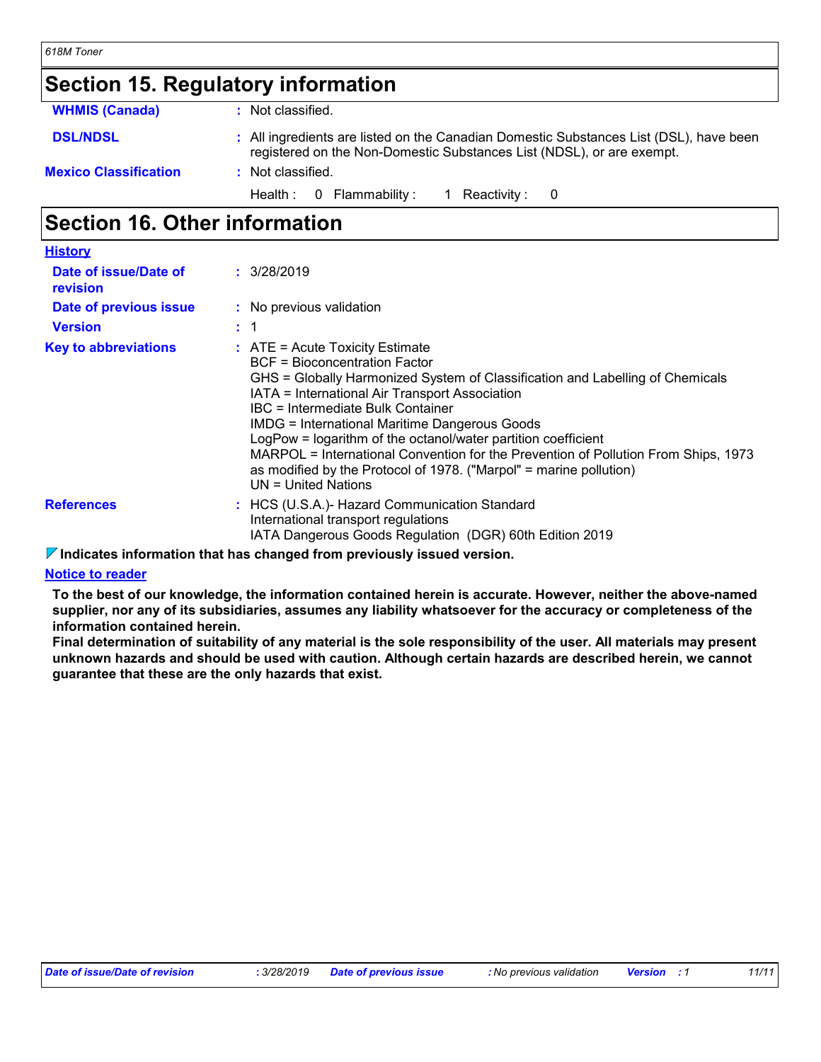## Section 15. Regulatory information

**WHMIS (Canada)** : Not classified.

**DSL/NDSL** : All ingredients are listed on the Canadian Domestic Substances List (DSL), have been registered on the Non-Domestic Substances List (NDSL), or are exempt.

**Mexico Classification** : Not classified.

Health : 0 Flammability : 1 Reactivity : 0

## Section 16. Other information

**History**

**Date of issue/Date of revision** : 3/28/2019

**Date of previous issue** : No previous validation

**Version** : 1

**Key to abbreviations** : ATE = Acute Toxicity Estimate
BCF = Bioconcentration Factor
GHS = Globally Harmonized System of Classification and Labelling of Chemicals
IATA = International Air Transport Association
IBC = Intermediate Bulk Container
IMDG = International Maritime Dangerous Goods
LogPow = logarithm of the octanol/water partition coefficient
MARPOL = International Convention for the Prevention of Pollution From Ships, 1973 as modified by the Protocol of 1978. ("Marpol" = marine pollution)
UN = United Nations

**References** : HCS (U.S.A.)- Hazard Communication Standard
International transport regulations
IATA Dangerous Goods Regulation (DGR) 60th Edition 2019

**Indicates information that has changed from previously issued version.**

**Notice to reader**

**To the best of our knowledge, the information contained herein is accurate. However, neither the above-named supplier, nor any of its subsidiaries, assumes any liability whatsoever for the accuracy or completeness of the information contained herein.**

**Final determination of suitability of any material is the sole responsibility of the user. All materials may present unknown hazards and should be used with caution. Although certain hazards are described herein, we cannot guarantee that these are the only hazards that exist.**